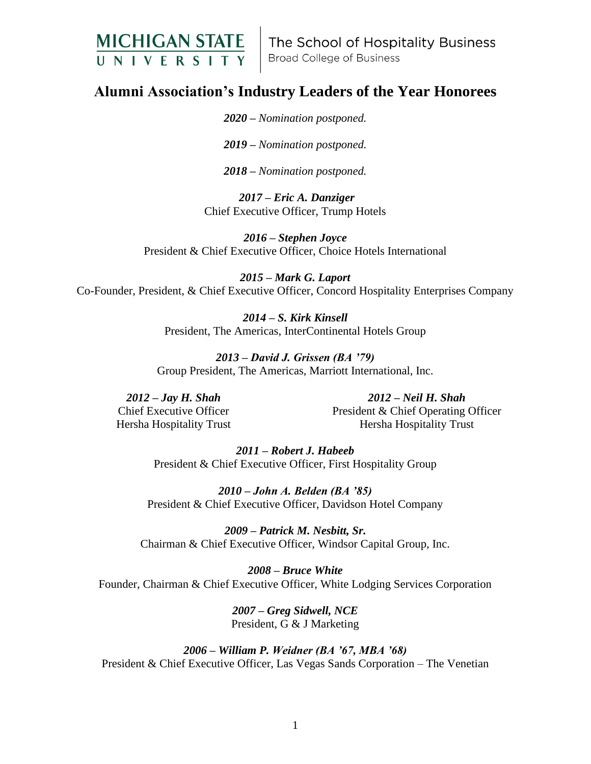MICHIGAN STATE UNIVERSITY | The School of Hospitality Business
Broad College of Business

# Alumni Association's Industry Leaders of the Year Honorees

***2020** – Nomination postponed.*

***2019** – Nomination postponed.*

***2018** – Nomination postponed.*

***2017 – Eric A. Danziger***
Chief Executive Officer, Trump Hotels

***2016 – Stephen Joyce***
President & Chief Executive Officer, Choice Hotels International

***2015 – Mark G. Laport***
Co-Founder, President, & Chief Executive Officer, Concord Hospitality Enterprises Company

***2014 – S. Kirk Kinsell***
President, The Americas, InterContinental Hotels Group

***2013 – David J. Grissen (BA '79)***
Group President, The Americas, Marriott International, Inc.

***2012 – Jay H. Shah***
Chief Executive Officer
Hersha Hospitality Trust

***2012 – Neil H. Shah***
President & Chief Operating Officer
Hersha Hospitality Trust

***2011 – Robert J. Habeeb***
President & Chief Executive Officer, First Hospitality Group

***2010 – John A. Belden (BA '85)***
President & Chief Executive Officer, Davidson Hotel Company

***2009 – Patrick M. Nesbitt, Sr.***
Chairman & Chief Executive Officer, Windsor Capital Group, Inc.

***2008 – Bruce White***
Founder, Chairman & Chief Executive Officer, White Lodging Services Corporation

***2007 – Greg Sidwell, NCE***
President, G & J Marketing

***2006 – William P. Weidner (BA '67, MBA '68)***
President & Chief Executive Officer, Las Vegas Sands Corporation – The Venetian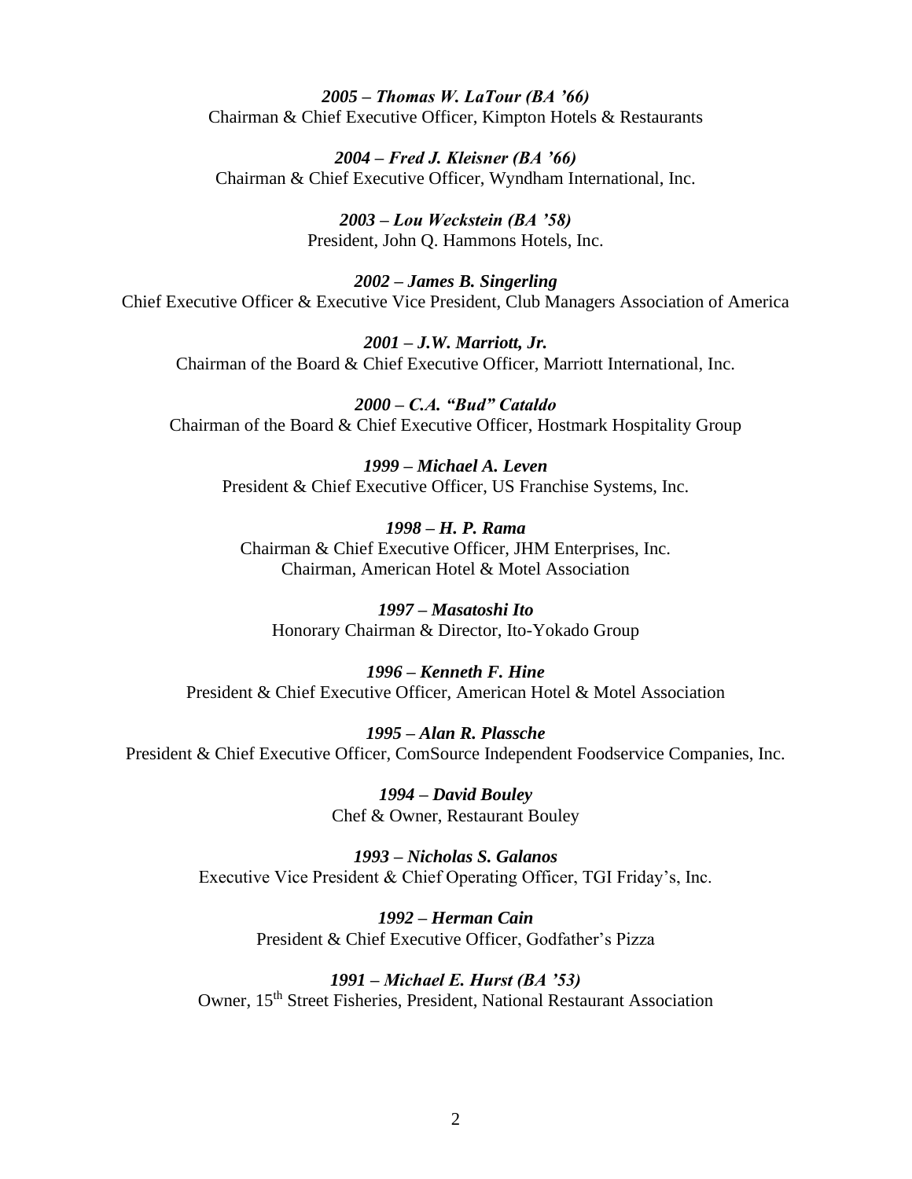***2005 – Thomas W. LaTour (BA '66)***
Chairman & Chief Executive Officer, Kimpton Hotels & Restaurants

***2004 – Fred J. Kleisner (BA '66)***
Chairman & Chief Executive Officer, Wyndham International, Inc.

***2003 – Lou Weckstein (BA '58)***
President, John Q. Hammons Hotels, Inc.

***2002 – James B. Singerling***
Chief Executive Officer & Executive Vice President, Club Managers Association of America

***2001 – J.W. Marriott, Jr.***
Chairman of the Board & Chief Executive Officer, Marriott International, Inc.

***2000 – C.A. "Bud" Cataldo***
Chairman of the Board & Chief Executive Officer, Hostmark Hospitality Group

***1999 – Michael A. Leven***
President & Chief Executive Officer, US Franchise Systems, Inc.

***1998 – H. P. Rama***
Chairman & Chief Executive Officer, JHM Enterprises, Inc.
Chairman, American Hotel & Motel Association

***1997 – Masatoshi Ito***
Honorary Chairman & Director, Ito-Yokado Group

***1996 – Kenneth F. Hine***
President & Chief Executive Officer, American Hotel & Motel Association

***1995 – Alan R. Plassche***
President & Chief Executive Officer, ComSource Independent Foodservice Companies, Inc.

***1994 – David Bouley***
Chef & Owner, Restaurant Bouley

***1993 – Nicholas S. Galanos***
Executive Vice President & Chief Operating Officer, TGI Friday's, Inc.

***1992 – Herman Cain***
President & Chief Executive Officer, Godfather's Pizza

***1991 – Michael E. Hurst (BA '53)***
Owner, 15th Street Fisheries, President, National Restaurant Association